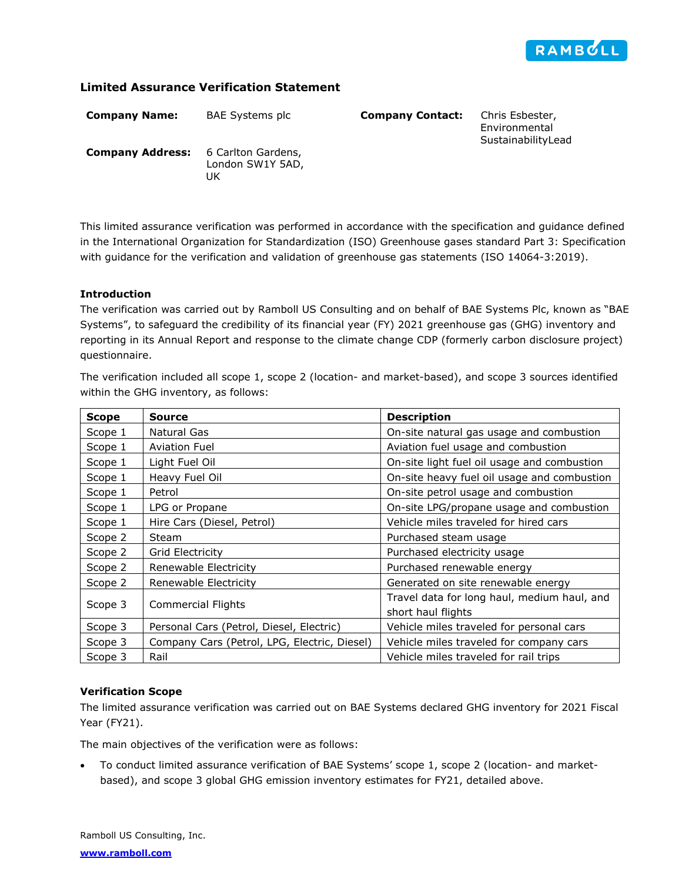## Limited Assurance Verification Statement

**Company Name:** BAE Systems plc

**Company Address:** 6 Carlton Gardens, London SW1Y 5AD, UK

**Company Contact:** Chris Esbester, Environmental SustainabilityLead

This limited assurance verification was performed in accordance with the specification and guidance defined in the International Organization for Standardization (ISO) Greenhouse gases standard Part 3: Specification with guidance for the verification and validation of greenhouse gas statements (ISO 14064-3:2019).

### Introduction

The verification was carried out by Ramboll US Consulting and on behalf of BAE Systems Plc, known as "BAE Systems", to safeguard the credibility of its financial year (FY) 2021 greenhouse gas (GHG) inventory and reporting in its Annual Report and response to the climate change CDP (formerly carbon disclosure project) questionnaire.

The verification included all scope 1, scope 2 (location- and market-based), and scope 3 sources identified within the GHG inventory, as follows:

| Scope | Source | Description |
|---|---|---|
| Scope 1 | Natural Gas | On-site natural gas usage and combustion |
| Scope 1 | Aviation Fuel | Aviation fuel usage and combustion |
| Scope 1 | Light Fuel Oil | On-site light fuel oil usage and combustion |
| Scope 1 | Heavy Fuel Oil | On-site heavy fuel oil usage and combustion |
| Scope 1 | Petrol | On-site petrol usage and combustion |
| Scope 1 | LPG or Propane | On-site LPG/propane usage and combustion |
| Scope 1 | Hire Cars (Diesel, Petrol) | Vehicle miles traveled for hired cars |
| Scope 2 | Steam | Purchased steam usage |
| Scope 2 | Grid Electricity | Purchased electricity usage |
| Scope 2 | Renewable Electricity | Purchased renewable energy |
| Scope 2 | Renewable Electricity | Generated on site renewable energy |
| Scope 3 | Commercial Flights | Travel data for long haul, medium haul, and short haul flights |
| Scope 3 | Personal Cars (Petrol, Diesel, Electric) | Vehicle miles traveled for personal cars |
| Scope 3 | Company Cars (Petrol, LPG, Electric, Diesel) | Vehicle miles traveled for company cars |
| Scope 3 | Rail | Vehicle miles traveled for rail trips |

### Verification Scope

The limited assurance verification was carried out on BAE Systems declared GHG inventory for 2021 Fiscal Year (FY21).

The main objectives of the verification were as follows:

- To conduct limited assurance verification of BAE Systems' scope 1, scope 2 (location- and market-based), and scope 3 global GHG emission inventory estimates for FY21, detailed above.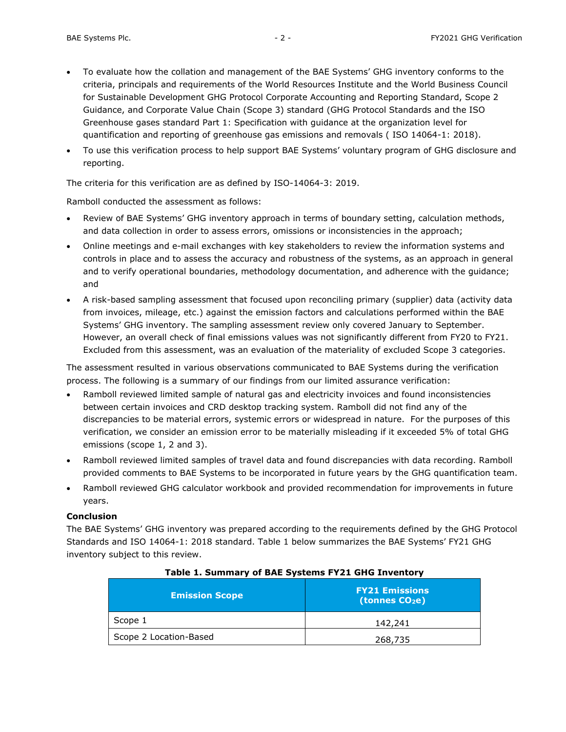- To evaluate how the collation and management of the BAE Systems' GHG inventory conforms to the criteria, principals and requirements of the World Resources Institute and the World Business Council for Sustainable Development GHG Protocol Corporate Accounting and Reporting Standard, Scope 2 Guidance, and Corporate Value Chain (Scope 3) standard (GHG Protocol Standards and the ISO Greenhouse gases standard Part 1: Specification with guidance at the organization level for quantification and reporting of greenhouse gas emissions and removals ( ISO 14064-1: 2018).
- To use this verification process to help support BAE Systems' voluntary program of GHG disclosure and reporting.

The criteria for this verification are as defined by ISO-14064-3: 2019.

Ramboll conducted the assessment as follows:

- Review of BAE Systems' GHG inventory approach in terms of boundary setting, calculation methods, and data collection in order to assess errors, omissions or inconsistencies in the approach;
- Online meetings and e-mail exchanges with key stakeholders to review the information systems and controls in place and to assess the accuracy and robustness of the systems, as an approach in general and to verify operational boundaries, methodology documentation, and adherence with the guidance; and
- A risk-based sampling assessment that focused upon reconciling primary (supplier) data (activity data from invoices, mileage, etc.) against the emission factors and calculations performed within the BAE Systems' GHG inventory. The sampling assessment review only covered January to September. However, an overall check of final emissions values was not significantly different from FY20 to FY21. Excluded from this assessment, was an evaluation of the materiality of excluded Scope 3 categories.

The assessment resulted in various observations communicated to BAE Systems during the verification process. The following is a summary of our findings from our limited assurance verification:

- Ramboll reviewed limited sample of natural gas and electricity invoices and found inconsistencies between certain invoices and CRD desktop tracking system. Ramboll did not find any of the discrepancies to be material errors, systemic errors or widespread in nature. For the purposes of this verification, we consider an emission error to be materially misleading if it exceeded 5% of total GHG emissions (scope 1, 2 and 3).
- Ramboll reviewed limited samples of travel data and found discrepancies with data recording. Ramboll provided comments to BAE Systems to be incorporated in future years by the GHG quantification team.
- Ramboll reviewed GHG calculator workbook and provided recommendation for improvements in future years.

**Conclusion**

The BAE Systems' GHG inventory was prepared according to the requirements defined by the GHG Protocol Standards and ISO 14064-1: 2018 standard. Table 1 below summarizes the BAE Systems' FY21 GHG inventory subject to this review.

**Table 1. Summary of BAE Systems FY21 GHG Inventory**

| Emission Scope | FY21 Emissions (tonnes $CO_2e$) |
|---|---|
| Scope 1 | 142,241 |
| Scope 2 Location-Based | 268,735 |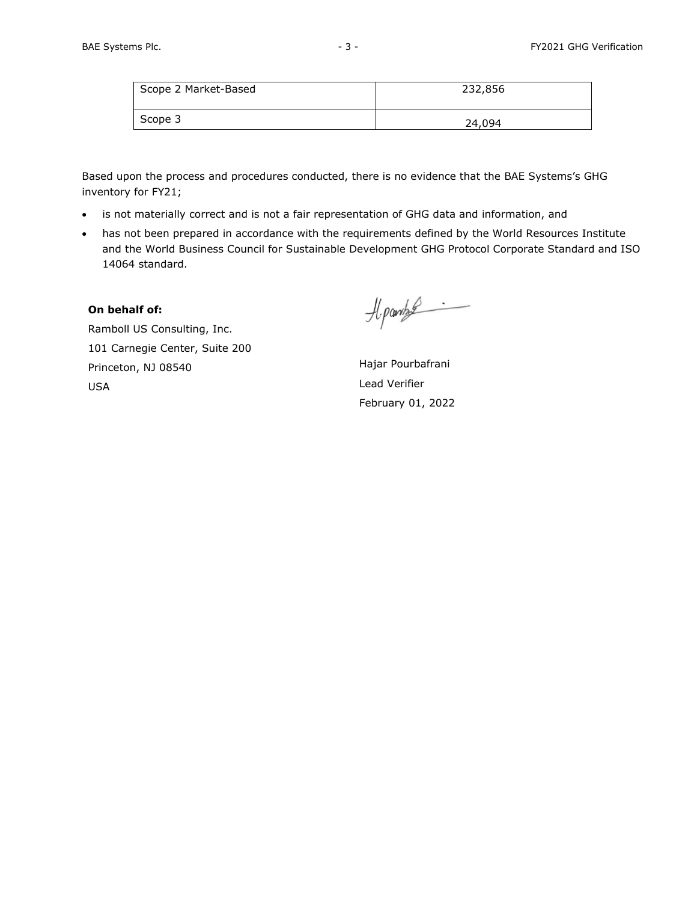| | |
|---|---|
| Scope 2 Market-Based | 232,856 |
| Scope 3 | 24,094 |

Based upon the process and procedures conducted, there is no evidence that the BAE Systems's GHG inventory for FY21;

- is not materially correct and is not a fair representation of GHG data and information, and
- has not been prepared in accordance with the requirements defined by the World Resources Institute and the World Business Council for Sustainable Development GHG Protocol Corporate Standard and ISO 14064 standard.

**On behalf of:**

Ramboll US Consulting, Inc.
101 Carnegie Center, Suite 200
Princeton, NJ 08540
USA

Hajar Pourbafrani
Lead Verifier
February 01, 2022